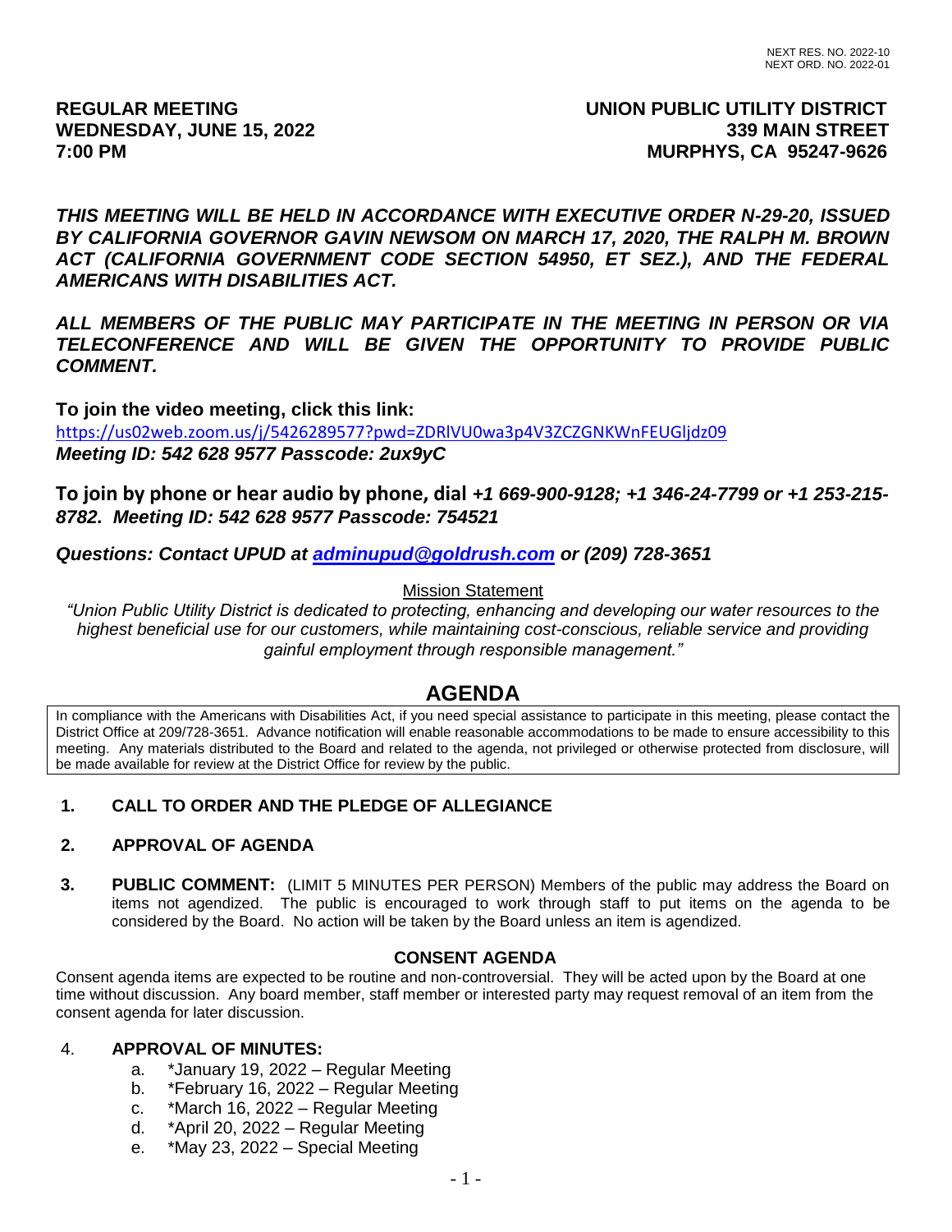NEXT RES. NO. 2022-10
NEXT ORD. NO. 2022-01

**REGULAR MEETING**
**WEDNESDAY, JUNE 15, 2022**
**7:00 PM**

**UNION PUBLIC UTILITY DISTRICT**
**339 MAIN STREET**
**MURPHYS, CA 95247-9626**

***THIS MEETING WILL BE HELD IN ACCORDANCE WITH EXECUTIVE ORDER N-29-20, ISSUED BY CALIFORNIA GOVERNOR GAVIN NEWSOM ON MARCH 17, 2020, THE RALPH M. BROWN ACT (CALIFORNIA GOVERNMENT CODE SECTION 54950, ET SEZ.), AND THE FEDERAL AMERICANS WITH DISABILITIES ACT.***

***ALL MEMBERS OF THE PUBLIC MAY PARTICIPATE IN THE MEETING IN PERSON OR VIA TELECONFERENCE AND WILL BE GIVEN THE OPPORTUNITY TO PROVIDE PUBLIC COMMENT.***

**To join the video meeting, click this link:**
https://us02web.zoom.us/j/5426289577?pwd=ZDRlVU0wa3p4V3ZCZGNKWnFEUGljdz09
***Meeting ID: 542 628 9577 Passcode: 2ux9yC***

**To join by phone or hear audio by phone, dial *+1 669-900-9128; +1 346-24-7799 or +1 253-215-8782. Meeting ID: 542 628 9577 Passcode: 754521***

***Questions: Contact UPUD at adminupud@goldrush.com or (209) 728-3651***

Mission Statement

*"Union Public Utility District is dedicated to protecting, enhancing and developing our water resources to the highest beneficial use for our customers, while maintaining cost-conscious, reliable service and providing gainful employment through responsible management."*

# AGENDA

In compliance with the Americans with Disabilities Act, if you need special assistance to participate in this meeting, please contact the District Office at 209/728-3651. Advance notification will enable reasonable accommodations to be made to ensure accessibility to this meeting. Any materials distributed to the Board and related to the agenda, not privileged or otherwise protected from disclosure, will be made available for review at the District Office for review by the public.

1. **CALL TO ORDER AND THE PLEDGE OF ALLEGIANCE**

2. **APPROVAL OF AGENDA**

3. **PUBLIC COMMENT:** (LIMIT 5 MINUTES PER PERSON) Members of the public may address the Board on items not agendized. The public is encouraged to work through staff to put items on the agenda to be considered by the Board. No action will be taken by the Board unless an item is agendized.

## CONSENT AGENDA

Consent agenda items are expected to be routine and non-controversial. They will be acted upon by the Board at one time without discussion. Any board member, staff member or interested party may request removal of an item from the consent agenda for later discussion.

4. **APPROVAL OF MINUTES:**
   a. *January 19, 2022 – Regular Meeting
   b. *February 16, 2022 – Regular Meeting
   c. *March 16, 2022 – Regular Meeting
   d. *April 20, 2022 – Regular Meeting
   e. *May 23, 2022 – Special Meeting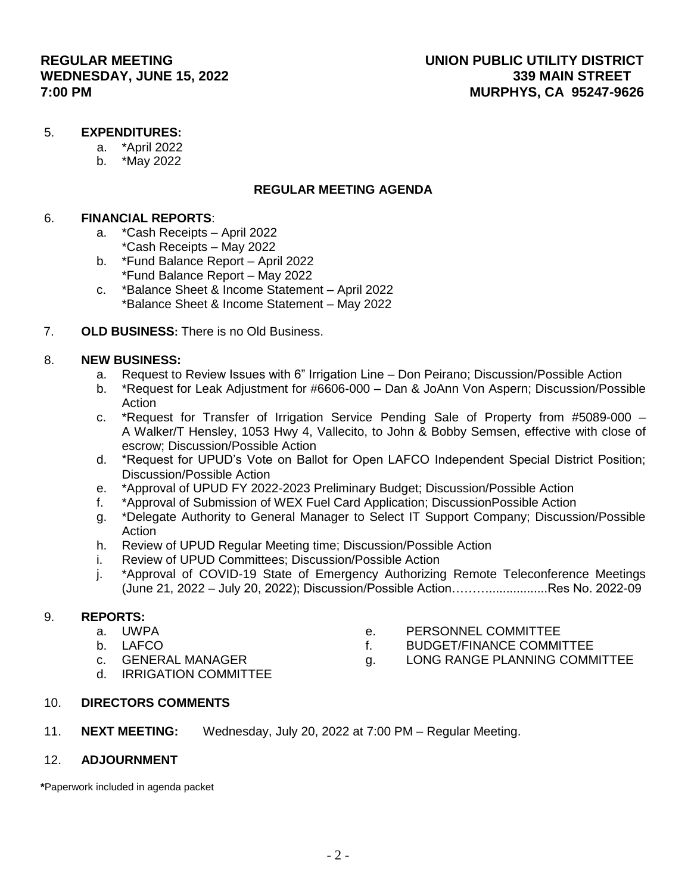**REGULAR MEETING**
**WEDNESDAY, JUNE 15, 2022**
**7:00 PM**

**UNION PUBLIC UTILITY DISTRICT**
**339 MAIN STREET**
**MURPHYS, CA 95247-9626**

5. **EXPENDITURES:**
   a. *April 2022
   b. *May 2022

**REGULAR MEETING AGENDA**

6. **FINANCIAL REPORTS**:
   a. *Cash Receipts – April 2022
      *Cash Receipts – May 2022
   b. *Fund Balance Report – April 2022
      *Fund Balance Report – May 2022
   c. *Balance Sheet & Income Statement – April 2022
      *Balance Sheet & Income Statement – May 2022

7. **OLD BUSINESS:** There is no Old Business.

8. **NEW BUSINESS:**
   a. Request to Review Issues with 6" Irrigation Line – Don Peirano; Discussion/Possible Action
   b. *Request for Leak Adjustment for #6606-000 – Dan & JoAnn Von Aspern; Discussion/Possible Action
   c. *Request for Transfer of Irrigation Service Pending Sale of Property from #5089-000 – A Walker/T Hensley, 1053 Hwy 4, Vallecito, to John & Bobby Semsen, effective with close of escrow; Discussion/Possible Action
   d. *Request for UPUD's Vote on Ballot for Open LAFCO Independent Special District Position; Discussion/Possible Action
   e. *Approval of UPUD FY 2022-2023 Preliminary Budget; Discussion/Possible Action
   f. *Approval of Submission of WEX Fuel Card Application; DiscussionPossible Action
   g. *Delegate Authority to General Manager to Select IT Support Company; Discussion/Possible Action
   h. Review of UPUD Regular Meeting time; Discussion/Possible Action
   i. Review of UPUD Committees; Discussion/Possible Action
   j. *Approval of COVID-19 State of Emergency Authorizing Remote Teleconference Meetings (June 21, 2022 – July 20, 2022); Discussion/Possible Action………..................Res No. 2022-09

9. **REPORTS:**
   a. UWPA
   b. LAFCO
   c. GENERAL MANAGER
   d. IRRIGATION COMMITTEE
   e. PERSONNEL COMMITTEE
   f. BUDGET/FINANCE COMMITTEE
   g. LONG RANGE PLANNING COMMITTEE

10. **DIRECTORS COMMENTS**

11. **NEXT MEETING:** Wednesday, July 20, 2022 at 7:00 PM – Regular Meeting.

12. **ADJOURNMENT**

**\***Paperwork included in agenda packet